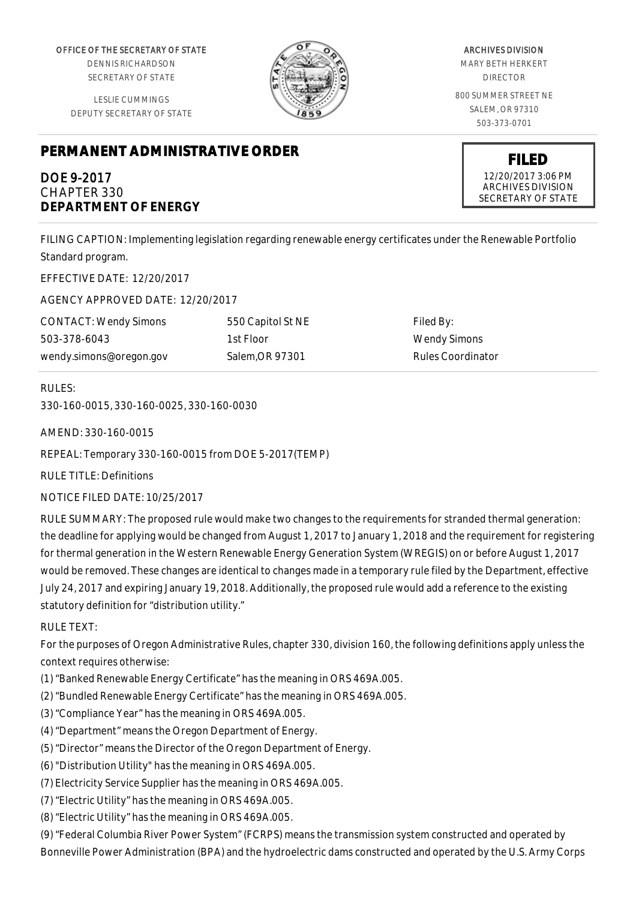OFFICE OF THE SECRETARY OF STATE
DENNIS RICHARDSON
SECRETARY OF STATE

LESLIE CUMMINGS
DEPUTY SECRETARY OF STATE

ARCHIVES DIVISION
MARY BETH HERKERT
DIRECTOR

800 SUMMER STREET NE
SALEM, OR 97310
503-373-0701

# PERMANENT ADMINISTRATIVE ORDER

**FILED**
12/20/2017 3:06 PM
ARCHIVES DIVISION
SECRETARY OF STATE

**DOE 9-2017**
CHAPTER 330
**DEPARTMENT OF ENERGY**

FILING CAPTION: Implementing legislation regarding renewable energy certificates under the Renewable Portfolio Standard program.

EFFECTIVE DATE: 12/20/2017

AGENCY APPROVED DATE: 12/20/2017

CONTACT: Wendy Simons
503-378-6043
wendy.simons@oregon.gov

550 Capitol St NE
1st Floor
Salem,OR 97301

Filed By:
Wendy Simons
Rules Coordinator

RULES:

330-160-0015, 330-160-0025, 330-160-0030

AMEND: 330-160-0015

REPEAL: Temporary 330-160-0015 from DOE 5-2017(TEMP)

RULE TITLE: Definitions

NOTICE FILED DATE: 10/25/2017

RULE SUMMARY: The proposed rule would make two changes to the requirements for stranded thermal generation: the deadline for applying would be changed from August 1, 2017 to January 1, 2018 and the requirement for registering for thermal generation in the Western Renewable Energy Generation System (WREGIS) on or before August 1, 2017 would be removed. These changes are identical to changes made in a temporary rule filed by the Department, effective July 24, 2017 and expiring January 19, 2018. Additionally, the proposed rule would add a reference to the existing statutory definition for "distribution utility."

RULE TEXT:

For the purposes of Oregon Administrative Rules, chapter 330, division 160, the following definitions apply unless the context requires otherwise:

(1) "Banked Renewable Energy Certificate" has the meaning in ORS 469A.005.

(2) "Bundled Renewable Energy Certificate" has the meaning in ORS 469A.005.

(3) "Compliance Year" has the meaning in ORS 469A.005.

(4) "Department" means the Oregon Department of Energy.

(5) "Director" means the Director of the Oregon Department of Energy.

(6) "Distribution Utility" has the meaning in ORS 469A.005.

(7) Electricity Service Supplier has the meaning in ORS 469A.005.

(7) "Electric Utility" has the meaning in ORS 469A.005.

(8) "Electric Utility" has the meaning in ORS 469A.005.

(9) "Federal Columbia River Power System" (FCRPS) means the transmission system constructed and operated by Bonneville Power Administration (BPA) and the hydroelectric dams constructed and operated by the U.S. Army Corps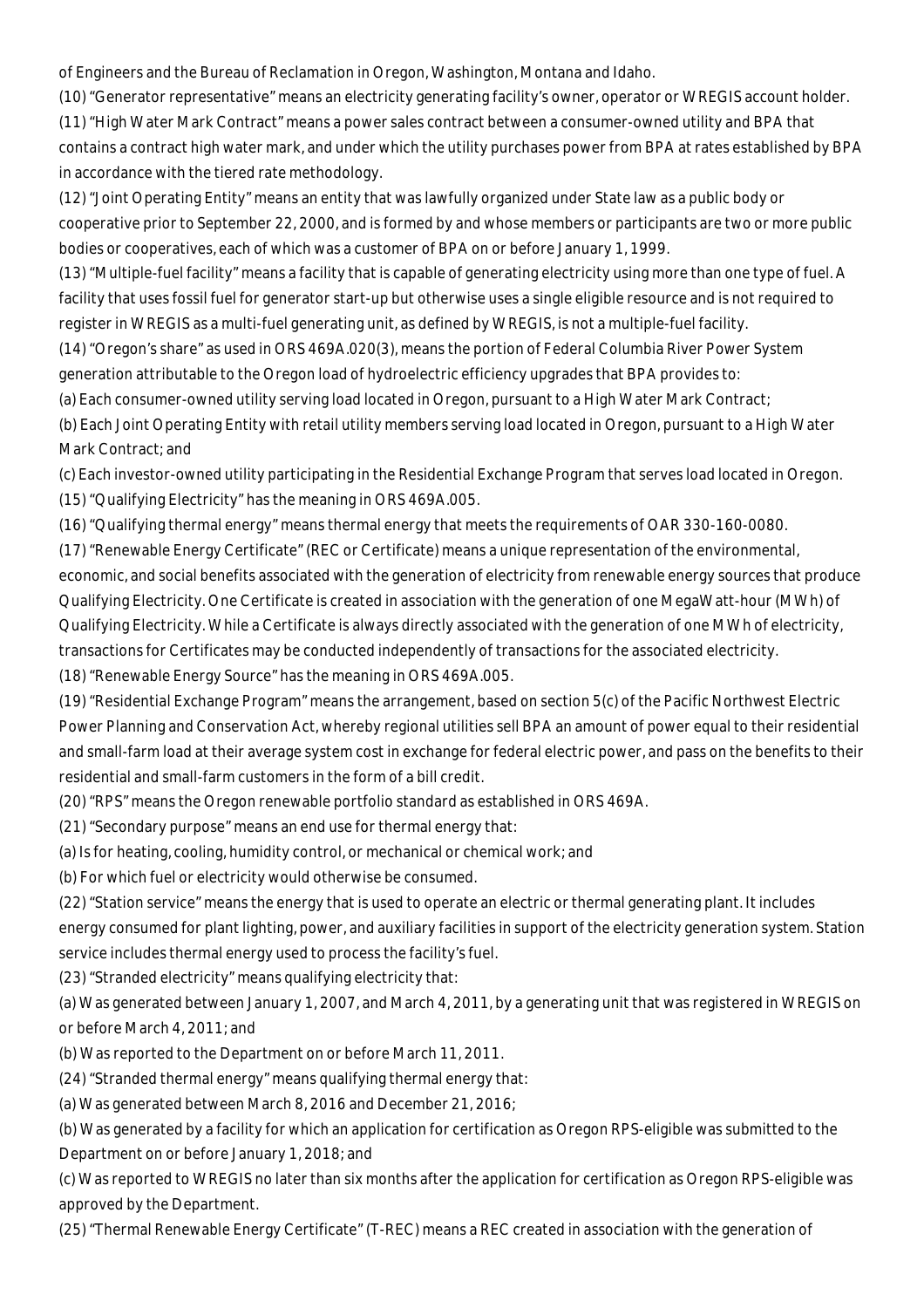of Engineers and the Bureau of Reclamation in Oregon, Washington, Montana and Idaho.

(10) "Generator representative" means an electricity generating facility's owner, operator or WREGIS account holder.

(11) "High Water Mark Contract" means a power sales contract between a consumer-owned utility and BPA that contains a contract high water mark, and under which the utility purchases power from BPA at rates established by BPA in accordance with the tiered rate methodology.

(12) "Joint Operating Entity" means an entity that was lawfully organized under State law as a public body or cooperative prior to September 22, 2000, and is formed by and whose members or participants are two or more public bodies or cooperatives, each of which was a customer of BPA on or before January 1, 1999.

(13) "Multiple-fuel facility" means a facility that is capable of generating electricity using more than one type of fuel. A facility that uses fossil fuel for generator start-up but otherwise uses a single eligible resource and is not required to register in WREGIS as a multi-fuel generating unit, as defined by WREGIS, is not a multiple-fuel facility.

(14) "Oregon's share" as used in ORS 469A.020(3), means the portion of Federal Columbia River Power System generation attributable to the Oregon load of hydroelectric efficiency upgrades that BPA provides to:

(a) Each consumer-owned utility serving load located in Oregon, pursuant to a High Water Mark Contract;

(b) Each Joint Operating Entity with retail utility members serving load located in Oregon, pursuant to a High Water Mark Contract; and

(c) Each investor-owned utility participating in the Residential Exchange Program that serves load located in Oregon.

(15) "Qualifying Electricity" has the meaning in ORS 469A.005.

(16) "Qualifying thermal energy" means thermal energy that meets the requirements of OAR 330-160-0080.

(17) "Renewable Energy Certificate" (REC or Certificate) means a unique representation of the environmental, economic, and social benefits associated with the generation of electricity from renewable energy sources that produce Qualifying Electricity. One Certificate is created in association with the generation of one MegaWatt-hour (MWh) of Qualifying Electricity. While a Certificate is always directly associated with the generation of one MWh of electricity, transactions for Certificates may be conducted independently of transactions for the associated electricity.

(18) "Renewable Energy Source" has the meaning in ORS 469A.005.

(19) "Residential Exchange Program" means the arrangement, based on section 5(c) of the Pacific Northwest Electric Power Planning and Conservation Act, whereby regional utilities sell BPA an amount of power equal to their residential and small-farm load at their average system cost in exchange for federal electric power, and pass on the benefits to their residential and small-farm customers in the form of a bill credit.

(20) "RPS" means the Oregon renewable portfolio standard as established in ORS 469A.

(21) "Secondary purpose" means an end use for thermal energy that:

(a) Is for heating, cooling, humidity control, or mechanical or chemical work; and

(b) For which fuel or electricity would otherwise be consumed.

(22) "Station service" means the energy that is used to operate an electric or thermal generating plant. It includes energy consumed for plant lighting, power, and auxiliary facilities in support of the electricity generation system. Station service includes thermal energy used to process the facility's fuel.

(23) "Stranded electricity" means qualifying electricity that:

(a) Was generated between January 1, 2007, and March 4, 2011, by a generating unit that was registered in WREGIS on or before March 4, 2011; and

(b) Was reported to the Department on or before March 11, 2011.

(24) "Stranded thermal energy" means qualifying thermal energy that:

(a) Was generated between March 8, 2016 and December 21, 2016;

(b) Was generated by a facility for which an application for certification as Oregon RPS-eligible was submitted to the Department on or before January 1, 2018; and

(c) Was reported to WREGIS no later than six months after the application for certification as Oregon RPS-eligible was approved by the Department.

(25) "Thermal Renewable Energy Certificate" (T-REC) means a REC created in association with the generation of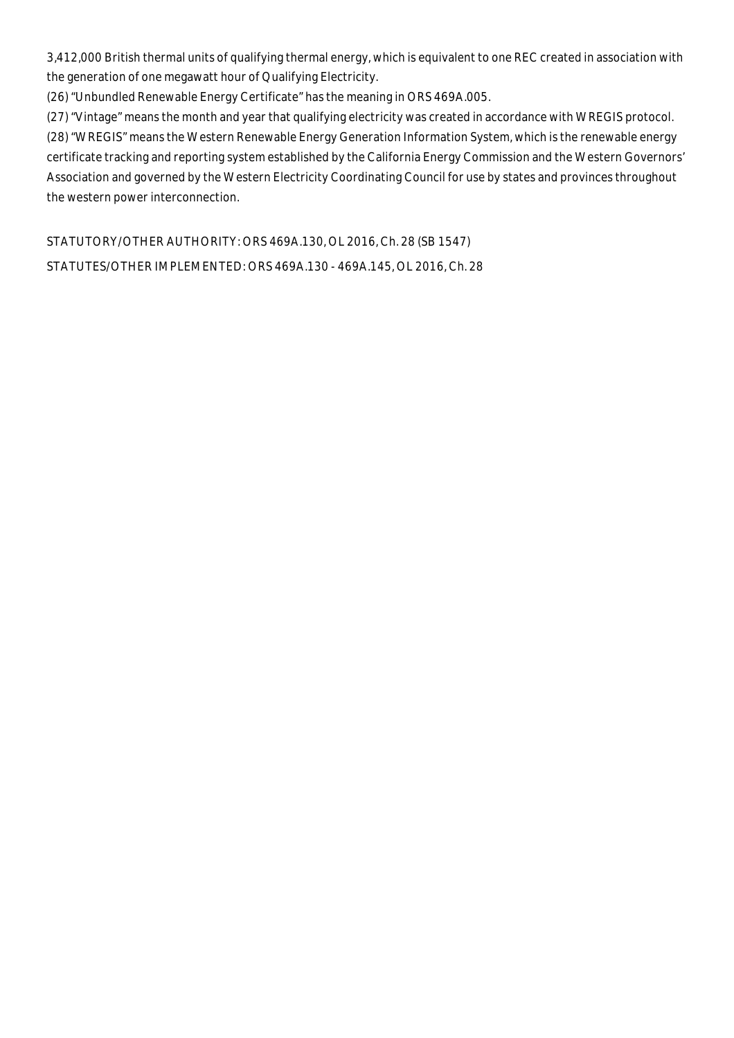3,412,000 British thermal units of qualifying thermal energy, which is equivalent to one REC created in association with the generation of one megawatt hour of Qualifying Electricity.

(26) "Unbundled Renewable Energy Certificate" has the meaning in ORS 469A.005.

(27) "Vintage" means the month and year that qualifying electricity was created in accordance with WREGIS protocol.

(28) "WREGIS" means the Western Renewable Energy Generation Information System, which is the renewable energy certificate tracking and reporting system established by the California Energy Commission and the Western Governors' Association and governed by the Western Electricity Coordinating Council for use by states and provinces throughout the western power interconnection.

STATUTORY/OTHER AUTHORITY: ORS 469A.130, OL 2016, Ch. 28 (SB 1547)

STATUTES/OTHER IMPLEMENTED: ORS 469A.130 - 469A.145, OL 2016, Ch. 28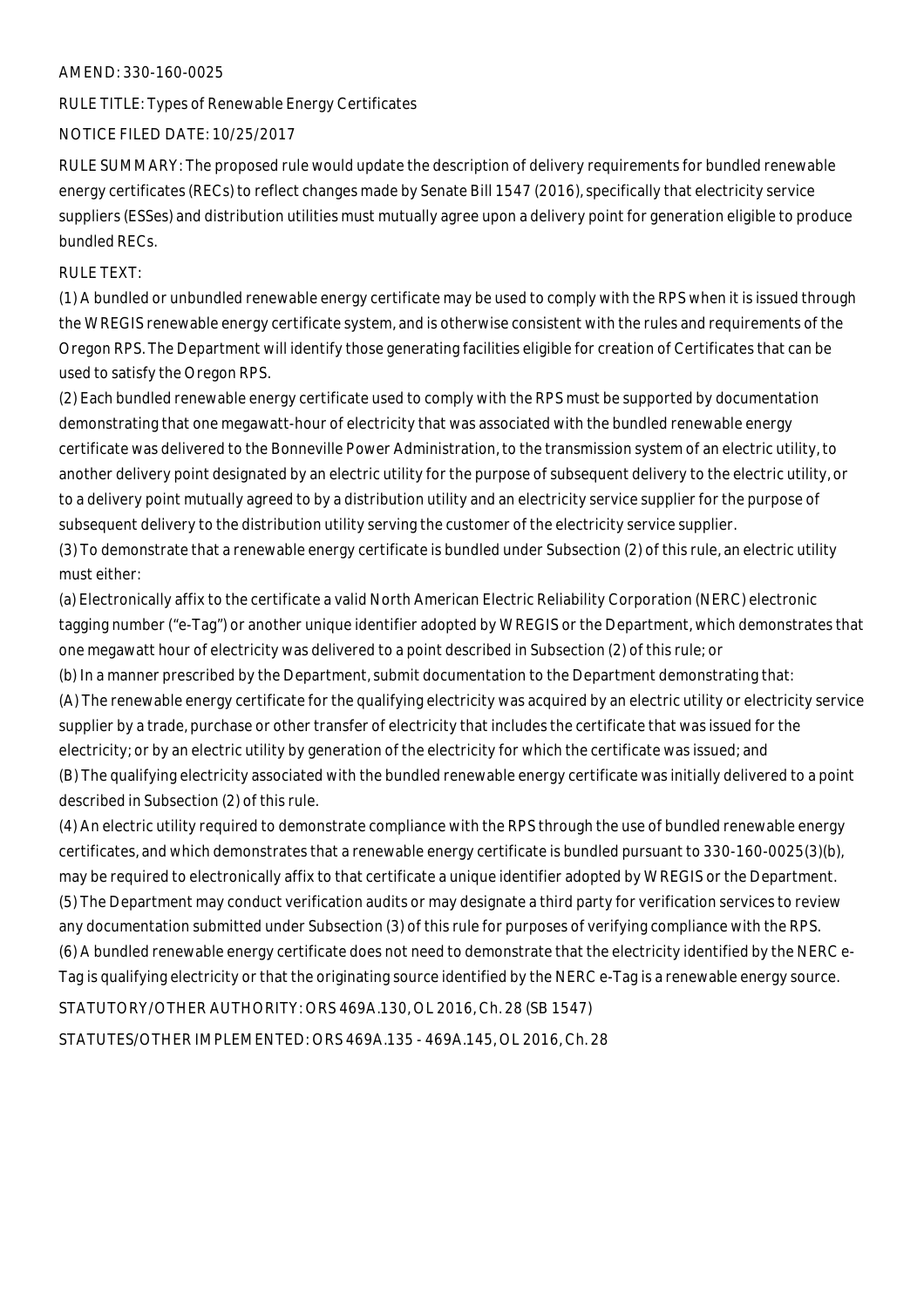AMEND: 330-160-0025

RULE TITLE: Types of Renewable Energy Certificates

NOTICE FILED DATE: 10/25/2017

RULE SUMMARY: The proposed rule would update the description of delivery requirements for bundled renewable energy certificates (RECs) to reflect changes made by Senate Bill 1547 (2016), specifically that electricity service suppliers (ESSes) and distribution utilities must mutually agree upon a delivery point for generation eligible to produce bundled RECs.

RULE TEXT:

(1) A bundled or unbundled renewable energy certificate may be used to comply with the RPS when it is issued through the WREGIS renewable energy certificate system, and is otherwise consistent with the rules and requirements of the Oregon RPS. The Department will identify those generating facilities eligible for creation of Certificates that can be used to satisfy the Oregon RPS.

(2) Each bundled renewable energy certificate used to comply with the RPS must be supported by documentation demonstrating that one megawatt-hour of electricity that was associated with the bundled renewable energy certificate was delivered to the Bonneville Power Administration, to the transmission system of an electric utility, to another delivery point designated by an electric utility for the purpose of subsequent delivery to the electric utility, or to a delivery point mutually agreed to by a distribution utility and an electricity service supplier for the purpose of subsequent delivery to the distribution utility serving the customer of the electricity service supplier.

(3) To demonstrate that a renewable energy certificate is bundled under Subsection (2) of this rule, an electric utility must either:

(a) Electronically affix to the certificate a valid North American Electric Reliability Corporation (NERC) electronic tagging number ("e-Tag") or another unique identifier adopted by WREGIS or the Department, which demonstrates that one megawatt hour of electricity was delivered to a point described in Subsection (2) of this rule; or

(b) In a manner prescribed by the Department, submit documentation to the Department demonstrating that:

(A) The renewable energy certificate for the qualifying electricity was acquired by an electric utility or electricity service supplier by a trade, purchase or other transfer of electricity that includes the certificate that was issued for the electricity; or by an electric utility by generation of the electricity for which the certificate was issued; and

(B) The qualifying electricity associated with the bundled renewable energy certificate was initially delivered to a point described in Subsection (2) of this rule.

(4) An electric utility required to demonstrate compliance with the RPS through the use of bundled renewable energy certificates, and which demonstrates that a renewable energy certificate is bundled pursuant to 330-160-0025(3)(b), may be required to electronically affix to that certificate a unique identifier adopted by WREGIS or the Department.

(5) The Department may conduct verification audits or may designate a third party for verification services to review any documentation submitted under Subsection (3) of this rule for purposes of verifying compliance with the RPS.

(6) A bundled renewable energy certificate does not need to demonstrate that the electricity identified by the NERC e-Tag is qualifying electricity or that the originating source identified by the NERC e-Tag is a renewable energy source.

STATUTORY/OTHER AUTHORITY: ORS 469A.130, OL 2016, Ch. 28 (SB 1547)

STATUTES/OTHER IMPLEMENTED: ORS 469A.135 - 469A.145, OL 2016, Ch. 28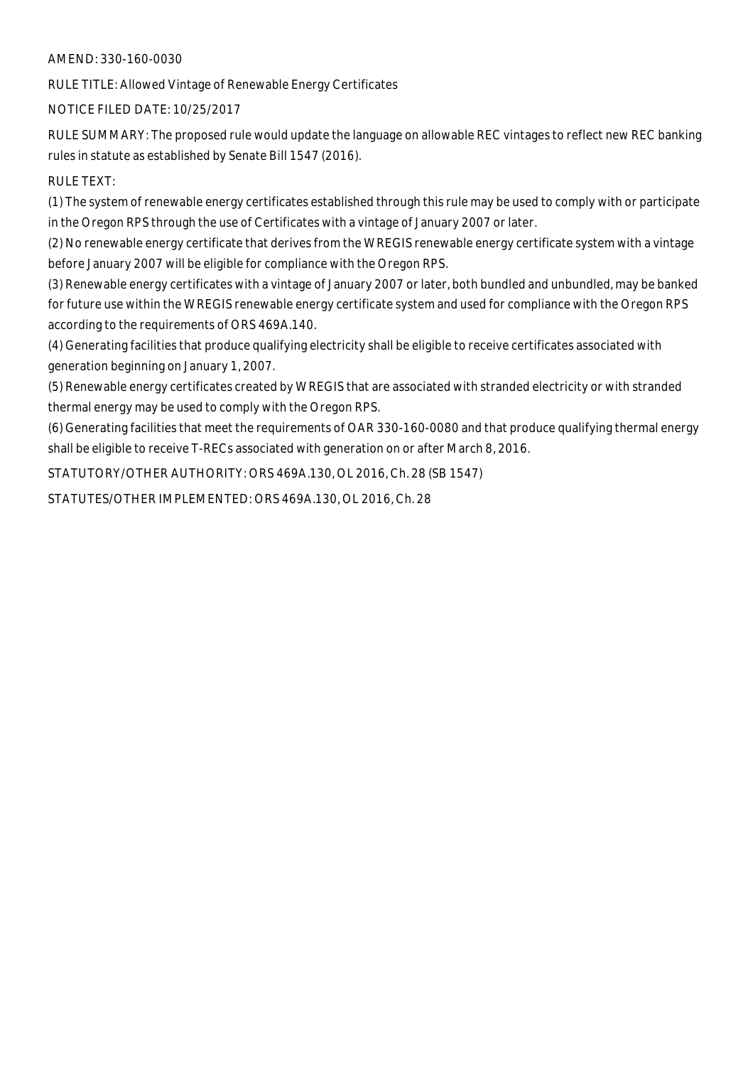AMEND: 330-160-0030

RULE TITLE: Allowed Vintage of Renewable Energy Certificates

NOTICE FILED DATE: 10/25/2017

RULE SUMMARY: The proposed rule would update the language on allowable REC vintages to reflect new REC banking rules in statute as established by Senate Bill 1547 (2016).

RULE TEXT:

(1) The system of renewable energy certificates established through this rule may be used to comply with or participate in the Oregon RPS through the use of Certificates with a vintage of January 2007 or later.

(2) No renewable energy certificate that derives from the WREGIS renewable energy certificate system with a vintage before January 2007 will be eligible for compliance with the Oregon RPS.

(3) Renewable energy certificates with a vintage of January 2007 or later, both bundled and unbundled, may be banked for future use within the WREGIS renewable energy certificate system and used for compliance with the Oregon RPS according to the requirements of ORS 469A.140.

(4) Generating facilities that produce qualifying electricity shall be eligible to receive certificates associated with generation beginning on January 1, 2007.

(5) Renewable energy certificates created by WREGIS that are associated with stranded electricity or with stranded thermal energy may be used to comply with the Oregon RPS.

(6) Generating facilities that meet the requirements of OAR 330-160-0080 and that produce qualifying thermal energy shall be eligible to receive T-RECs associated with generation on or after March 8, 2016.

STATUTORY/OTHER AUTHORITY: ORS 469A.130, OL 2016, Ch. 28 (SB 1547)

STATUTES/OTHER IMPLEMENTED: ORS 469A.130, OL 2016, Ch. 28